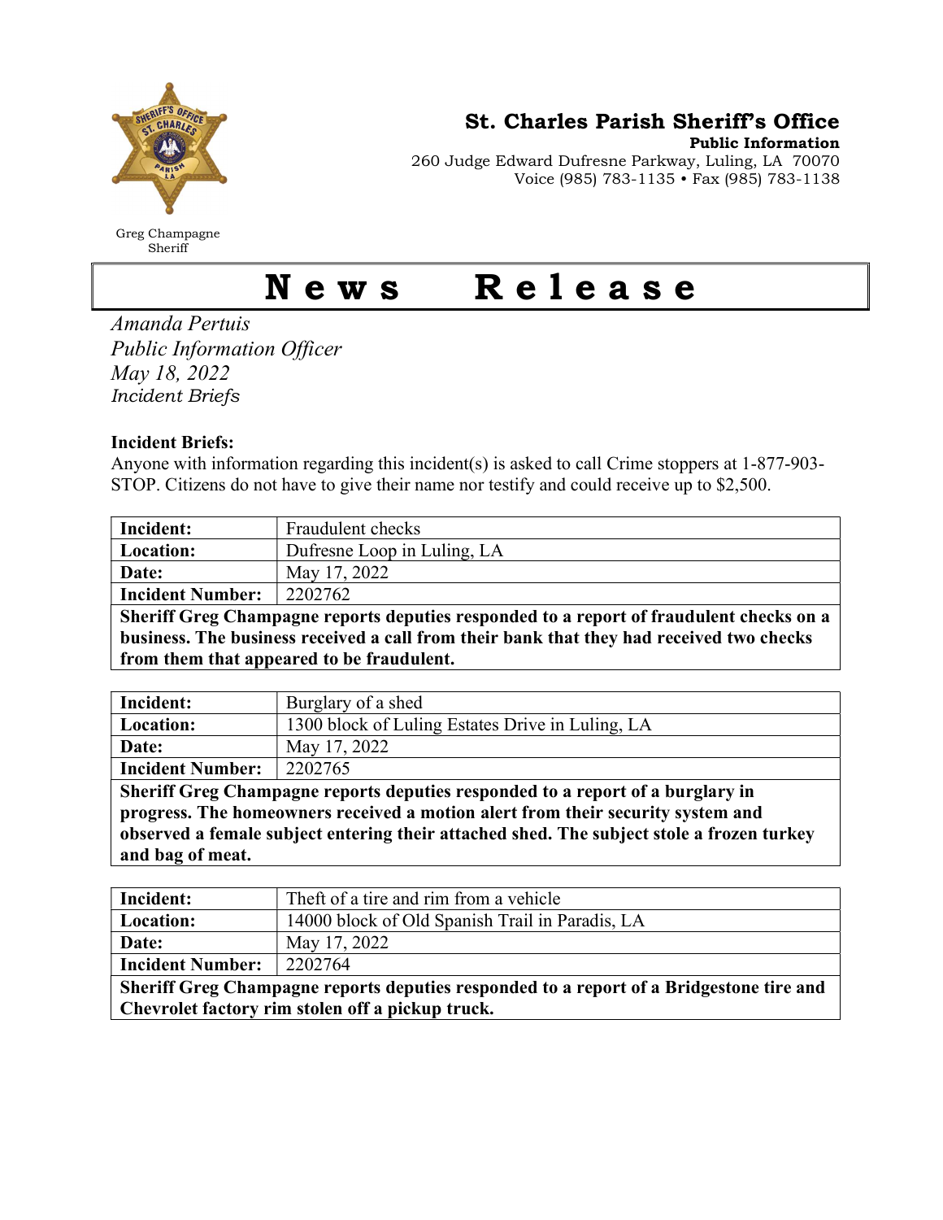**St. Charles Parish Sheriff's Office**
**Public Information**
260 Judge Edward Dufresne Parkway, Luling, LA 70070
Voice (985) 783-1135 • Fax (985) 783-1138

Greg Champagne
Sheriff

# News Release

*Amanda Pertuis*
*Public Information Officer*
*May 18, 2022*
*Incident Briefs*

**Incident Briefs:**
Anyone with information regarding this incident(s) is asked to call Crime stoppers at 1-877-903-STOP. Citizens do not have to give their name nor testify and could receive up to $2,500.

| **Incident:** | Fraudulent checks |
|---|---|
| **Location:** | Dufresne Loop in Luling, LA |
| **Date:** | May 17, 2022 |
| **Incident Number:** | 2202762 |
| **Sheriff Greg Champagne reports deputies responded to a report of fraudulent checks on a business. The business received a call from their bank that they had received two checks from them that appeared to be fraudulent.** | |

| **Incident:** | Burglary of a shed |
|---|---|
| **Location:** | 1300 block of Luling Estates Drive in Luling, LA |
| **Date:** | May 17, 2022 |
| **Incident Number:** | 2202765 |
| **Sheriff Greg Champagne reports deputies responded to a report of a burglary in progress. The homeowners received a motion alert from their security system and observed a female subject entering their attached shed. The subject stole a frozen turkey and bag of meat.** | |

| **Incident:** | Theft of a tire and rim from a vehicle |
|---|---|
| **Location:** | 14000 block of Old Spanish Trail in Paradis, LA |
| **Date:** | May 17, 2022 |
| **Incident Number:** | 2202764 |
| **Sheriff Greg Champagne reports deputies responded to a report of a Bridgestone tire and Chevrolet factory rim stolen off a pickup truck.** | |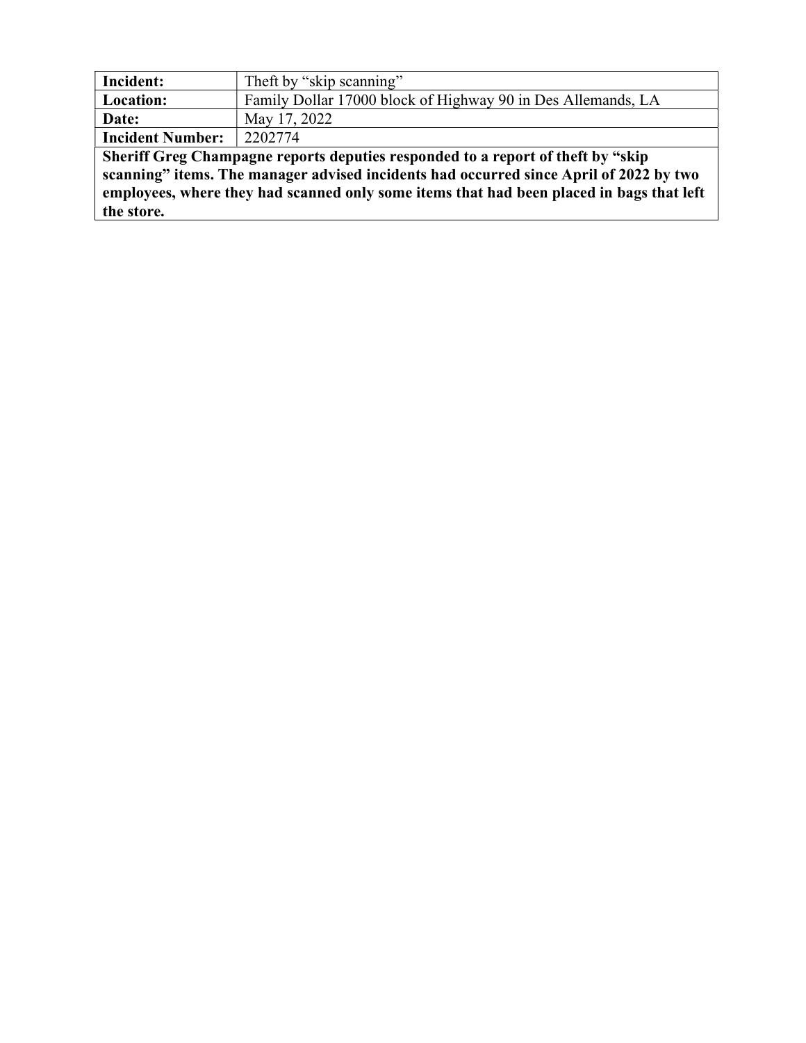| | |
|---|---|
| **Incident:** | Theft by "skip scanning" |
| **Location:** | Family Dollar 17000 block of Highway 90 in Des Allemands, LA |
| **Date:** | May 17, 2022 |
| **Incident Number:** | 2202774 |

**Sheriff Greg Champagne reports deputies responded to a report of theft by "skip scanning" items. The manager advised incidents had occurred since April of 2022 by two employees, where they had scanned only some items that had been placed in bags that left the store.**